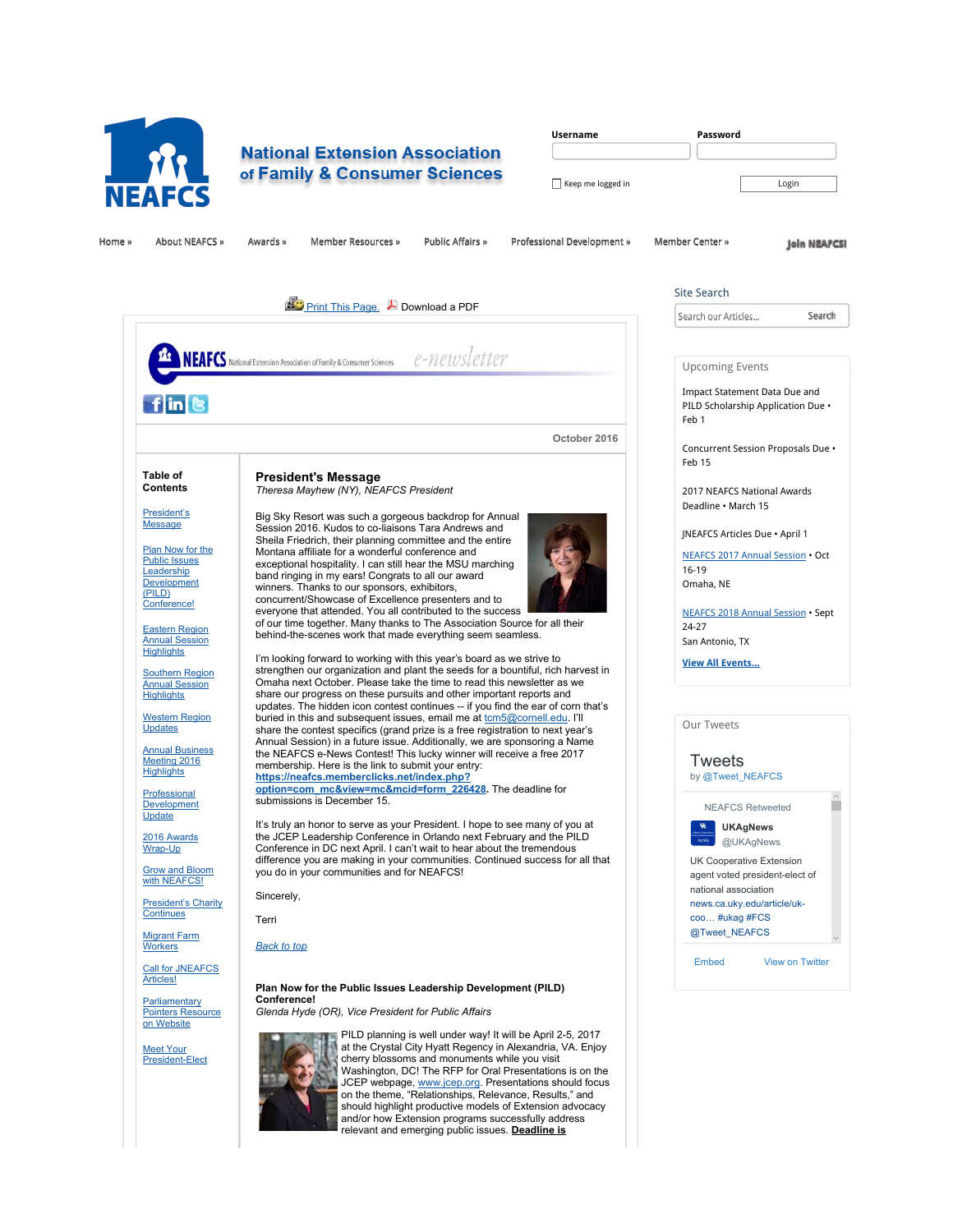# National Extension Association of Family & Consumer Sciences

Username Password

Keep me logged in Login

Home » About NEAFCS » Awards » Member Resources » Public Affairs » Professional Development » Member Center » Join NEAFCS!

Print This Page. Download a PDF

NEAFCS National Extension Association of Family & Consumer Sciences e-newsletter

October 2016

**Table of Contents**

- [President's Message]
- [Plan Now for the Public Issues Leadership Development (PILD) Conference!]
- [Eastern Region Annual Session Highlights]
- [Southern Region Annual Session Highlights]
- [Western Region Updates]
- [Annual Business Meeting 2016 Highlights]
- [Professional Development Update]
- [2016 Awards Wrap-Up]
- [Grow and Bloom with NEAFCS!]
- [President's Charity Continues]
- [Migrant Farm Workers]
- [Call for JNEAFCS Articles!]
- [Parliamentary Pointers Resource on Website]
- [Meet Your President-Elect]

## President's Message

*Theresa Mayhew (NY), NEAFCS President*

Big Sky Resort was such a gorgeous backdrop for Annual Session 2016. Kudos to co-liaisons Tara Andrews and Sheila Friedrich, their planning committee and the entire Montana affiliate for a wonderful conference and exceptional hospitality. I can still hear the MSU marching band ringing in my ears! Congrats to all our award winners. Thanks to our sponsors, exhibitors, concurrent/Showcase of Excellence presenters and to everyone that attended. You all contributed to the success of our time together. Many thanks to The Association Source for all their behind-the-scenes work that made everything seem seamless.

I'm looking forward to working with this year's board as we strive to strengthen our organization and plant the seeds for a bountiful, rich harvest in Omaha next October. Please take the time to read this newsletter as we share our progress on these pursuits and other important reports and updates. The hidden icon contest continues -- if you find the ear of corn that's buried in this and subsequent issues, email me at tcm5@cornell.edu. I'll share the contest specifics (grand prize is a free registration to next year's Annual Session) in a future issue. Additionally, we are sponsoring a Name the NEAFCS e-News Contest! This lucky winner will receive a free 2017 membership. Here is the link to submit your entry: **https://neafcs.memberclicks.net/index.php?option=com_mc&view=mc&mcid=form_226428**. The deadline for submissions is December 15.

It's truly an honor to serve as your President. I hope to see many of you at the JCEP Leadership Conference in Orlando next February and the PILD Conference in DC next April. I can't wait to hear about the tremendous difference you are making in your communities. Continued success for all that you do in your communities and for NEAFCS!

Sincerely,

Terri

*Back to top*

### Plan Now for the Public Issues Leadership Development (PILD) Conference!

*Glenda Hyde (OR), Vice President for Public Affairs*

PILD planning is well under way! It will be April 2-5, 2017 at the Crystal City Hyatt Regency in Alexandria, VA. Enjoy cherry blossoms and monuments while you visit Washington, DC! The RFP for Oral Presentations is on the JCEP webpage, www.jcep.org. Presentations should focus on the theme, "Relationships, Relevance, Results," and should highlight productive models of Extension advocacy and/or how Extension programs successfully address relevant and emerging public issues. **Deadline is**

Site Search

Search our Articles... Search

**Upcoming Events**

Impact Statement Data Due and PILD Scholarship Application Due • Feb 1

Concurrent Session Proposals Due • Feb 15

2017 NEAFCS National Awards Deadline • March 15

JNEAFCS Articles Due • April 1

NEAFCS 2017 Annual Session • Oct 16-19 Omaha, NE

NEAFCS 2018 Annual Session • Sept 24-27 San Antonio, TX

**View All Events...**

**Our Tweets**

Tweets by @Tweet_NEAFCS

NEAFCS Retweeted

UKAgNews @UKAgNews

UK Cooperative Extension agent voted president-elect of national association news.ca.uky.edu/article/uk-coo… #ukag #FCS @Tweet_NEAFCS

Embed View on Twitter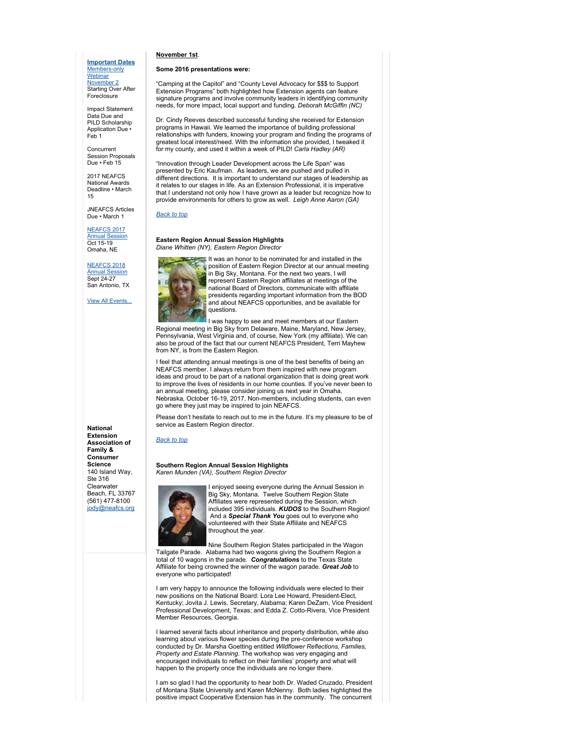**November 1st**.

**Some 2016 presentations were:**

"Camping at the Capitol" and "County Level Advocacy for $$$ to Support Extension Programs" both highlighted how Extension agents can feature signature programs and involve community leaders in identifying community needs, for more impact, local support and funding. *Deborah McGiffin (NC)*

Dr. Cindy Reeves described successful funding she received for Extension programs in Hawaii. We learned the importance of building professional relationships with funders, knowing your program and finding the programs of greatest local interest/need. With the information she provided, I tweaked it for my county, and used it within a week of PILD! *Carla Hadley (AR)*

"Innovation through Leader Development across the Life Span" was presented by Eric Kaufman. As leaders, we are pushed and pulled in different directions. It is important to understand our stages of leadership as it relates to our stages in life. As an Extension Professional, it is imperative that I understand not only how I have grown as a leader but recognize how to provide environments for others to grow as well. *Leigh Anne Aaron (GA)*

*Back to top*

**Eastern Region Annual Session Highlights**
*Diane Whitten (NY), Eastern Region Director*

It was an honor to be nominated for and installed in the position of Eastern Region Director at our annual meeting in Big Sky, Montana. For the next two years, I will represent Eastern Region affiliates at meetings of the national Board of Directors, communicate with affiliate presidents regarding important information from the BOD and about NEAFCS opportunities, and be available for questions.

I was happy to see and meet members at our Eastern Regional meeting in Big Sky from Delaware, Maine, Maryland, New Jersey, Pennsylvania, West Virginia and, of course, New York (my affiliate). We can also be proud of the fact that our current NEAFCS President, Terri Mayhew from NY, is from the Eastern Region.

I feel that attending annual meetings is one of the best benefits of being an NEAFCS member. I always return from them inspired with new program ideas and proud to be part of a national organization that is doing great work to improve the lives of residents in our home counties. If you've never been to an annual meeting, please consider joining us next year in Omaha, Nebraska, October 16-19, 2017. Non-members, including students, can even go where they just may be inspired to join NEAFCS.

Please don't hesitate to reach out to me in the future. It's my pleasure to be of service as Eastern Region director.

*Back to top*

**Southern Region Annual Session Highlights**
*Karen Munden (VA), Southern Region Director*

I enjoyed seeing everyone during the Annual Session in Big Sky, Montana. Twelve Southern Region State Affiliates were represented during the Session, which included 395 individuals. ***KUDOS*** to the Southern Region! And a ***Special Thank You*** goes out to everyone who volunteered with their State Affiliate and NEAFCS throughout the year.

Nine Southern Region States participated in the Wagon Tailgate Parade. Alabama had two wagons giving the Southern Region a total of 10 wagons in the parade. ***Congratulations*** to the Texas State Affiliate for being crowned the winner of the wagon parade. ***Great Job*** to everyone who participated!

I am very happy to announce the following individuals were elected to their new positions on the National Board: Lora Lee Howard, President-Elect, Kentucky; Jovita J. Lewis, Secretary, Alabama; Karen DeZarn, Vice President Professional Development, Texas; and Edda Z. Cotto-Rivera, Vice President Member Resources, Georgia.

I learned several facts about inheritance and property distribution, while also learning about various flower species during the pre-conference workshop conducted by Dr. Marsha Goetting entitled *Wildflower Reflections, Families, Property and Estate Planning*. The workshop was very engaging and encouraged individuals to reflect on their families' property and what will happen to the property once the individuals are no longer there.

I am so glad I had the opportunity to hear both Dr. Waded Cruzado, President of Montana State University and Karen McNenny. Both ladies highlighted the positive impact Cooperative Extension has in the community. The concurrent

---

**Important Dates**

Members-only Webinar
November 2
Starting Over After Foreclosure

Impact Statement Data Due and PILD Scholarship Application Due • Feb 1

Concurrent Session Proposals Due • Feb 15

2017 NEAFCS National Awards Deadline • March 15

JNEAFCS Articles Due • March 1

NEAFCS 2017 Annual Session
Oct 15-19
Omaha, NE

NEAFCS 2018 Annual Session
Sept 24-27
San Antonio, TX

View All Events...

**National Extension Association of Family & Consumer Science**
140 Island Way, Ste 316
Clearwater Beach, FL 33767
(561) 477-8100
jody@neafcs.org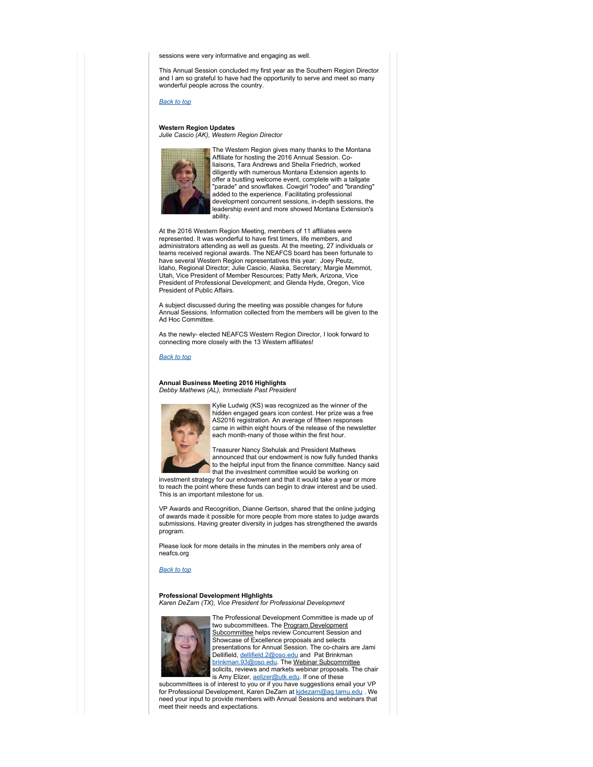sessions were very informative and engaging as well.

This Annual Session concluded my first year as the Southern Region Director and I am so grateful to have had the opportunity to serve and meet so many wonderful people across the country.

*Back to top*

**Western Region Updates**
*Julie Cascio (AK), Western Region Director*

The Western Region gives many thanks to the Montana Affiliate for hosting the 2016 Annual Session. Co-liaisons, Tara Andrews and Sheila Friedrich, worked diligently with numerous Montana Extension agents to offer a bustling welcome event, complete with a tailgate "parade" and snowflakes. Cowgirl "rodeo" and "branding" added to the experience. Facilitating professional development concurrent sessions, in-depth sessions, the leadership event and more showed Montana Extension's ability.

At the 2016 Western Region Meeting, members of 11 affiliates were represented. It was wonderful to have first timers, life members, and administrators attending as well as guests. At the meeting, 27 individuals or teams received regional awards. The NEAFCS board has been fortunate to have several Western Region representatives this year: Joey Peutz, Idaho, Regional Director; Julie Cascio, Alaska, Secretary; Margie Memmot, Utah, Vice President of Member Resources; Patty Merk, Arizona, Vice President of Professional Development; and Glenda Hyde, Oregon, Vice President of Public Affairs.

A subject discussed during the meeting was possible changes for future Annual Sessions. Information collected from the members will be given to the Ad Hoc Committee.

As the newly- elected NEAFCS Western Region Director, I look forward to connecting more closely with the 13 Western affiliates!

*Back to top*

**Annual Business Meeting 2016 Highlights**
*Debby Mathews (AL), Immediate Past President*

Kylie Ludwig (KS) was recognized as the winner of the hidden engaged gears icon contest. Her prize was a free AS2016 registration. An average of fifteen responses came in within eight hours of the release of the newsletter each month-many of those within the first hour.

Treasurer Nancy Stehulak and President Mathews announced that our endowment is now fully funded thanks to the helpful input from the finance committee. Nancy said that the investment committee would be working on investment strategy for our endowment and that it would take a year or more to reach the point where these funds can begin to draw interest and be used. This is an important milestone for us.

VP Awards and Recognition, Dianne Gertson, shared that the online judging of awards made it possible for more people from more states to judge awards submissions. Having greater diversity in judges has strengthened the awards program.

Please look for more details in the minutes in the members only area of neafcs.org

*Back to top*

**Professional Development HIghlights**
*Karen DeZarn (TX), Vice President for Professional Development*

The Professional Development Committee is made up of two subcommittees. The Program Development Subcommittee helps review Concurrent Session and Showcase of Excellence proposals and selects presentations for Annual Session. The co-chairs are Jami Dellifield, dellifield.2@oso.edu and Pat Brinkman brinkman.93@oso.edu. The Webinar Subcommittee solicits, reviews and markets webinar proposals. The chair is Amy Elizer, aelizer@utk.edu. If one of these subcommittees is of interest to you or if you have suggestions email your VP for Professional Development, Karen DeZarn at kjdezarn@ag.tamu.edu . We need your input to provide members with Annual Sessions and webinars that meet their needs and expectations.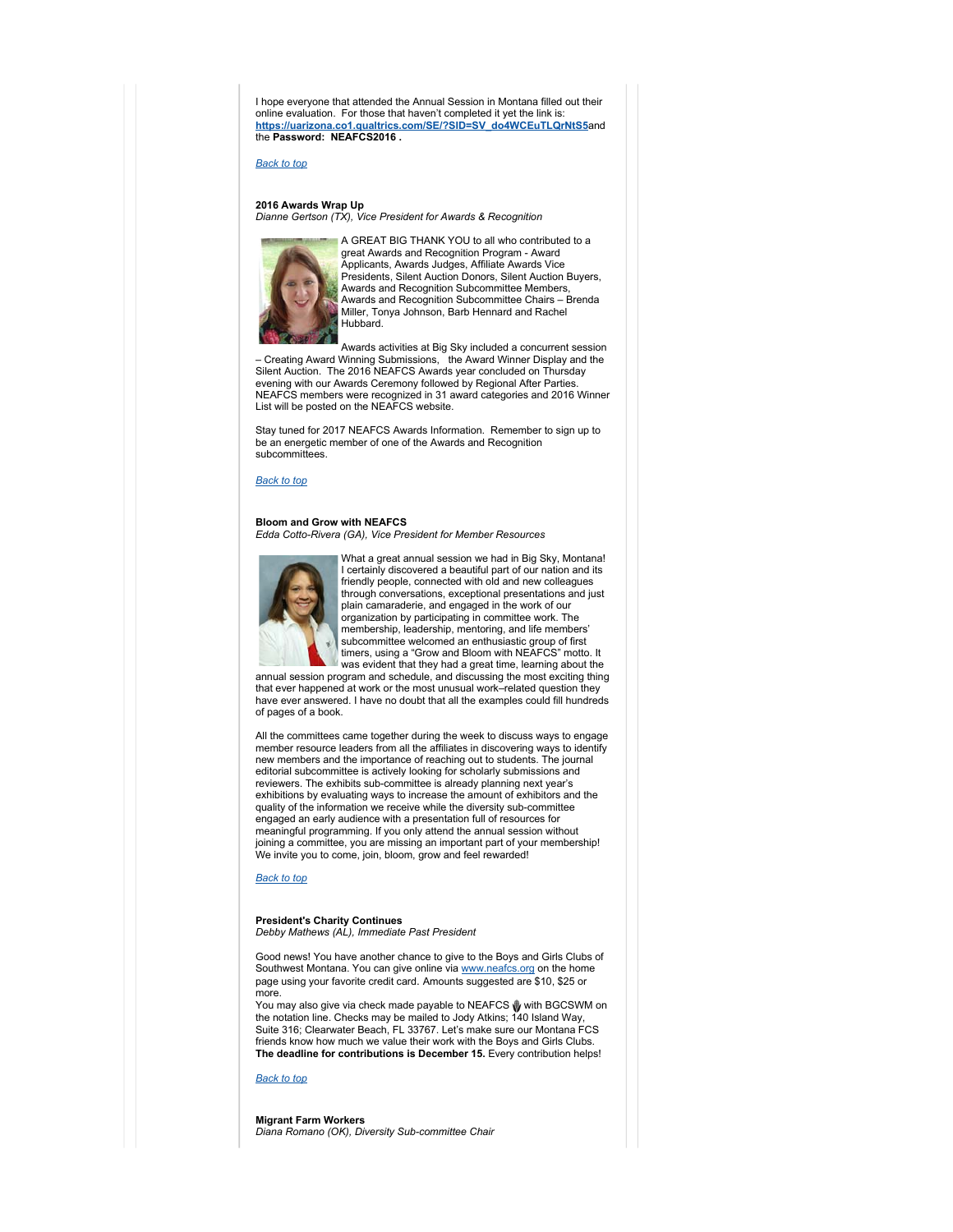I hope everyone that attended the Annual Session in Montana filled out their online evaluation. For those that haven't completed it yet the link is: **https://uarizona.co1.qualtrics.com/SE/?SID=SV_do4WCEuTLQrNtS5** and the **Password: NEAFCS2016 .**

*Back to top*

**2016 Awards Wrap Up**
*Dianne Gertson (TX), Vice President for Awards & Recognition*

A GREAT BIG THANK YOU to all who contributed to a great Awards and Recognition Program - Award Applicants, Awards Judges, Affiliate Awards Vice Presidents, Silent Auction Donors, Silent Auction Buyers, Awards and Recognition Subcommittee Members, Awards and Recognition Subcommittee Chairs – Brenda Miller, Tonya Johnson, Barb Hennard and Rachel Hubbard.

Awards activities at Big Sky included a concurrent session – Creating Award Winning Submissions, the Award Winner Display and the Silent Auction. The 2016 NEAFCS Awards year concluded on Thursday evening with our Awards Ceremony followed by Regional After Parties. NEAFCS members were recognized in 31 award categories and 2016 Winner List will be posted on the NEAFCS website.

Stay tuned for 2017 NEAFCS Awards Information. Remember to sign up to be an energetic member of one of the Awards and Recognition subcommittees.

*Back to top*

**Bloom and Grow with NEAFCS**
*Edda Cotto-Rivera (GA), Vice President for Member Resources*

What a great annual session we had in Big Sky, Montana! I certainly discovered a beautiful part of our nation and its friendly people, connected with old and new colleagues through conversations, exceptional presentations and just plain camaraderie, and engaged in the work of our organization by participating in committee work. The membership, leadership, mentoring, and life members' subcommittee welcomed an enthusiastic group of first timers, using a "Grow and Bloom with NEAFCS" motto. It was evident that they had a great time, learning about the annual session program and schedule, and discussing the most exciting thing that ever happened at work or the most unusual work–related question they have ever answered. I have no doubt that all the examples could fill hundreds of pages of a book.

All the committees came together during the week to discuss ways to engage member resource leaders from all the affiliates in discovering ways to identify new members and the importance of reaching out to students. The journal editorial subcommittee is actively looking for scholarly submissions and reviewers. The exhibits sub-committee is already planning next year's exhibitions by evaluating ways to increase the amount of exhibitors and the quality of the information we receive while the diversity sub-committee engaged an early audience with a presentation full of resources for meaningful programming. If you only attend the annual session without joining a committee, you are missing an important part of your membership! We invite you to come, join, bloom, grow and feel rewarded!

*Back to top*

**President's Charity Continues**
*Debby Mathews (AL), Immediate Past President*

Good news! You have another chance to give to the Boys and Girls Clubs of Southwest Montana. You can give online via www.neafcs.org on the home page using your favorite credit card. Amounts suggested are $10, $25 or more.
You may also give via check made payable to NEAFCS with BGCSWM on the notation line. Checks may be mailed to Jody Atkins; 140 Island Way, Suite 316; Clearwater Beach, FL 33767. Let's make sure our Montana FCS friends know how much we value their work with the Boys and Girls Clubs. **The deadline for contributions is December 15.** Every contribution helps!

*Back to top*

**Migrant Farm Workers**
*Diana Romano (OK), Diversity Sub-committee Chair*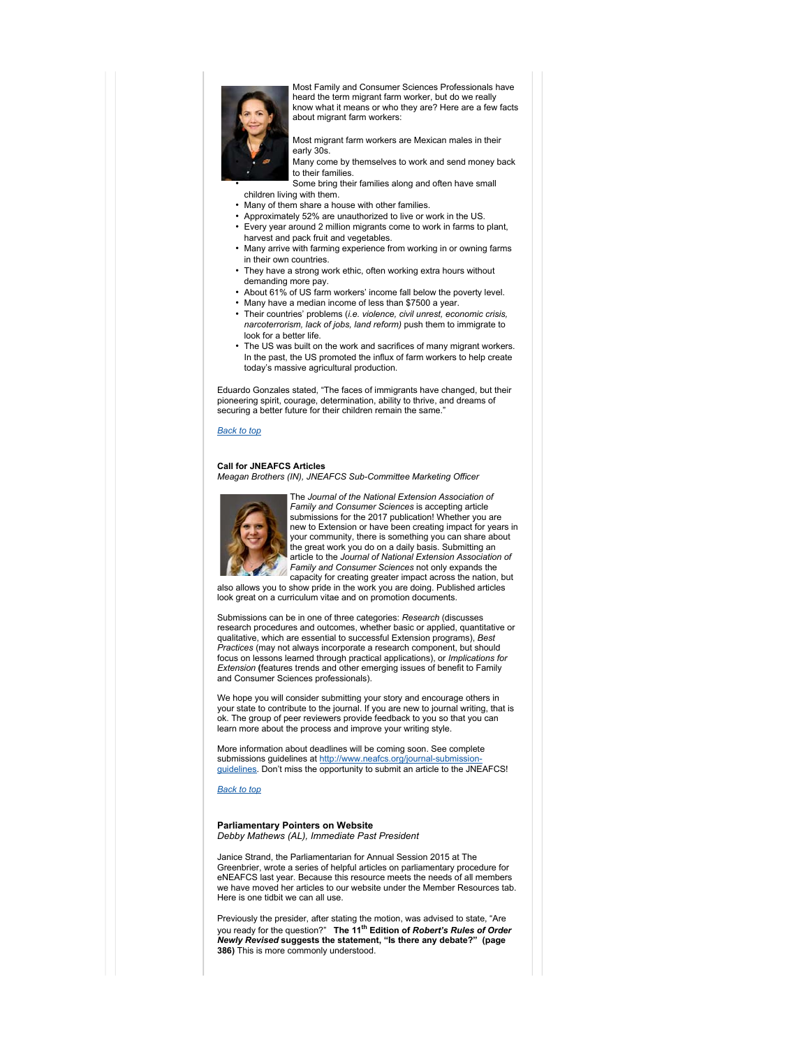Most Family and Consumer Sciences Professionals have heard the term migrant farm worker, but do we really know what it means or who they are? Here are a few facts about migrant farm workers:

- Most migrant farm workers are Mexican males in their early 30s.
- Many come by themselves to work and send money back to their families.
- Some bring their families along and often have small children living with them.
- Many of them share a house with other families.
- Approximately 52% are unauthorized to live or work in the US.
- Every year around 2 million migrants come to work in farms to plant, harvest and pack fruit and vegetables.
- Many arrive with farming experience from working in or owning farms in their own countries.
- They have a strong work ethic, often working extra hours without demanding more pay.
- About 61% of US farm workers' income fall below the poverty level.
- Many have a median income of less than $7500 a year.
- Their countries' problems (*i.e. violence, civil unrest, economic crisis, narcoterrorism, lack of jobs, land reform)* push them to immigrate to look for a better life.
- The US was built on the work and sacrifices of many migrant workers. In the past, the US promoted the influx of farm workers to help create today's massive agricultural production.

Eduardo Gonzales stated, "The faces of immigrants have changed, but their pioneering spirit, courage, determination, ability to thrive, and dreams of securing a better future for their children remain the same."

*Back to top*

**Call for JNEAFCS Articles**
*Meagan Brothers (IN), JNEAFCS Sub-Committee Marketing Officer*

The *Journal of the National Extension Association of Family and Consumer Sciences* is accepting article submissions for the 2017 publication! Whether you are new to Extension or have been creating impact for years in your community, there is something you can share about the great work you do on a daily basis. Submitting an article to the *Journal of National Extension Association of Family and Consumer Sciences* not only expands the capacity for creating greater impact across the nation, but also allows you to show pride in the work you are doing. Published articles look great on a curriculum vitae and on promotion documents.

Submissions can be in one of three categories: *Research* (discusses research procedures and outcomes, whether basic or applied, quantitative or qualitative, which are essential to successful Extension programs), *Best Practices* (may not always incorporate a research component, but should focus on lessons learned through practical applications), or *Implications for Extension* **(**features trends and other emerging issues of benefit to Family and Consumer Sciences professionals).

We hope you will consider submitting your story and encourage others in your state to contribute to the journal. If you are new to journal writing, that is ok. The group of peer reviewers provide feedback to you so that you can learn more about the process and improve your writing style.

More information about deadlines will be coming soon. See complete submissions guidelines at http://www.neafcs.org/journal-submission-guidelines. Don't miss the opportunity to submit an article to the JNEAFCS!

*Back to top*

**Parliamentary Pointers on Website**
*Debby Mathews (AL), Immediate Past President*

Janice Strand, the Parliamentarian for Annual Session 2015 at The Greenbrier, wrote a series of helpful articles on parliamentary procedure for eNEAFCS last year. Because this resource meets the needs of all members we have moved her articles to our website under the Member Resources tab. Here is one tidbit we can all use.

Previously the presider, after stating the motion, was advised to state, "Are you ready for the question?" **The 11th Edition of *Robert's Rules of Order Newly Revised* suggests the statement, "Is there any debate?" (page 386)** This is more commonly understood.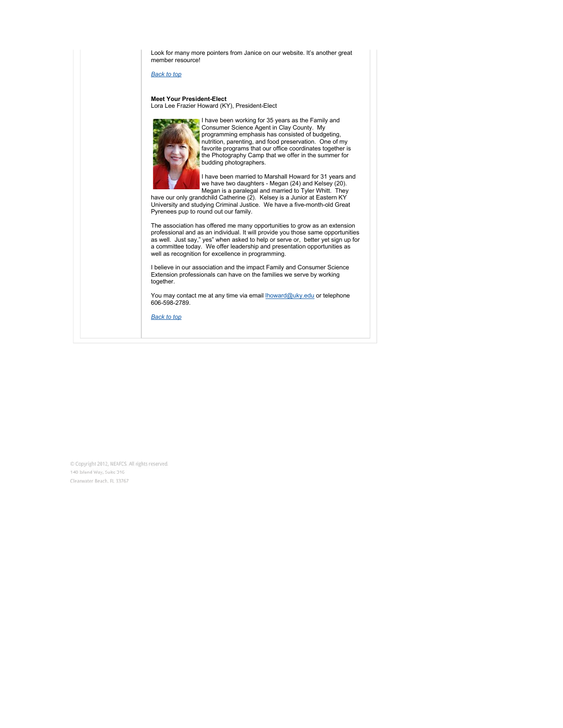Look for many more pointers from Janice on our website. It's another great member resource!

*Back to top*

**Meet Your President-Elect**
Lora Lee Frazier Howard (KY), President-Elect

I have been working for 35 years as the Family and Consumer Science Agent in Clay County. My programming emphasis has consisted of budgeting, nutrition, parenting, and food preservation. One of my favorite programs that our office coordinates together is the Photography Camp that we offer in the summer for budding photographers.

I have been married to Marshall Howard for 31 years and we have two daughters - Megan (24) and Kelsey (20). Megan is a paralegal and married to Tyler Whitt. They have our only grandchild Catherine (2). Kelsey is a Junior at Eastern KY University and studying Criminal Justice. We have a five-month-old Great Pyrenees pup to round out our family.

The association has offered me many opportunities to grow as an extension professional and as an individual. It will provide you those same opportunities as well. Just say," yes" when asked to help or serve or, better yet sign up for a committee today. We offer leadership and presentation opportunities as well as recognition for excellence in programming.

I believe in our association and the impact Family and Consumer Science Extension professionals can have on the families we serve by working together.

You may contact me at any time via email lhoward@uky.edu or telephone 606-598-2789.

*Back to top*

© Copyright 2012, NEAFCS. All rights reserved.
140 Island Way, Suite 316
Clearwater Beach, FL 33767